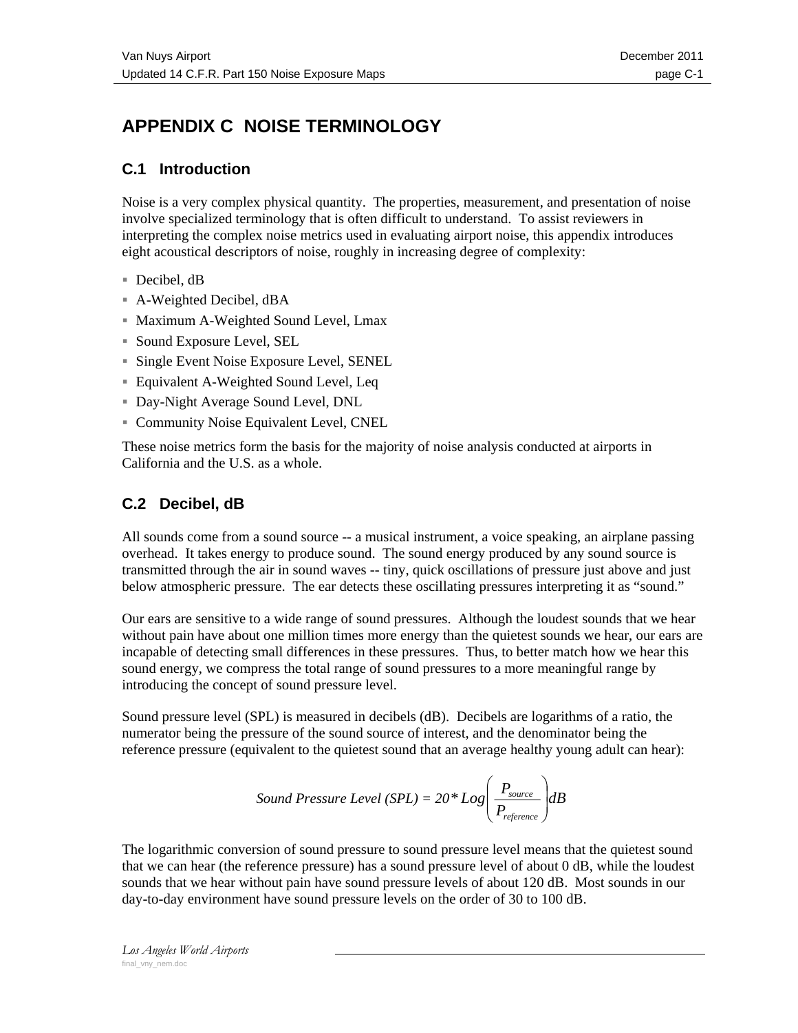# APPENDIX C NOISE TERMINOLOGY

## C.1 Introduction

Noise is a very complex physical quantity. The properties, measurement, and presentation of noise involve specialized terminology that is often difficult to understand. To assist reviewers in interpreting the complex noise metrics used in evaluating airport noise, this appendix introduces eight acoustical descriptors of noise, roughly in increasing degree of complexity:

- Decibel, dB
- A-Weighted Decibel, dBA
- Maximum A-Weighted Sound Level, Lmax
- Sound Exposure Level, SEL
- Single Event Noise Exposure Level, SENEL
- Equivalent A-Weighted Sound Level, Leq
- Day-Night Average Sound Level, DNL
- Community Noise Equivalent Level, CNEL

These noise metrics form the basis for the majority of noise analysis conducted at airports in California and the U.S. as a whole.

## C.2 Decibel, dB

All sounds come from a sound source -- a musical instrument, a voice speaking, an airplane passing overhead. It takes energy to produce sound. The sound energy produced by any sound source is transmitted through the air in sound waves -- tiny, quick oscillations of pressure just above and just below atmospheric pressure. The ear detects these oscillating pressures interpreting it as "sound."

Our ears are sensitive to a wide range of sound pressures. Although the loudest sounds that we hear without pain have about one million times more energy than the quietest sounds we hear, our ears are incapable of detecting small differences in these pressures. Thus, to better match how we hear this sound energy, we compress the total range of sound pressures to a more meaningful range by introducing the concept of sound pressure level.

Sound pressure level (SPL) is measured in decibels (dB). Decibels are logarithms of a ratio, the numerator being the pressure of the sound source of interest, and the denominator being the reference pressure (equivalent to the quietest sound that an average healthy young adult can hear):

$$\text{Sound Pressure Level (SPL)} = 20 * Log\left(\frac{P_{source}}{P_{reference}}\right) dB$$

The logarithmic conversion of sound pressure to sound pressure level means that the quietest sound that we can hear (the reference pressure) has a sound pressure level of about 0 dB, while the loudest sounds that we hear without pain have sound pressure levels of about 120 dB. Most sounds in our day-to-day environment have sound pressure levels on the order of 30 to 100 dB.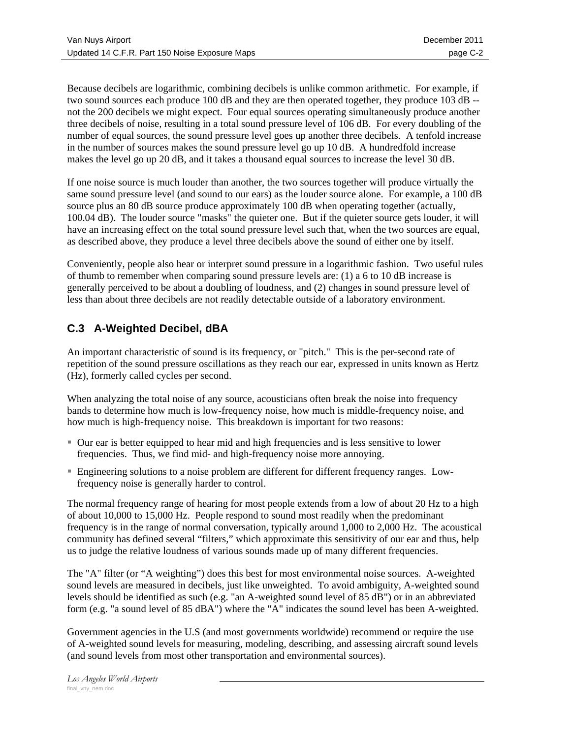Because decibels are logarithmic, combining decibels is unlike common arithmetic. For example, if two sound sources each produce 100 dB and they are then operated together, they produce 103 dB -- not the 200 decibels we might expect. Four equal sources operating simultaneously produce another three decibels of noise, resulting in a total sound pressure level of 106 dB. For every doubling of the number of equal sources, the sound pressure level goes up another three decibels. A tenfold increase in the number of sources makes the sound pressure level go up 10 dB. A hundredfold increase makes the level go up 20 dB, and it takes a thousand equal sources to increase the level 30 dB.

If one noise source is much louder than another, the two sources together will produce virtually the same sound pressure level (and sound to our ears) as the louder source alone. For example, a 100 dB source plus an 80 dB source produce approximately 100 dB when operating together (actually, 100.04 dB). The louder source "masks" the quieter one. But if the quieter source gets louder, it will have an increasing effect on the total sound pressure level such that, when the two sources are equal, as described above, they produce a level three decibels above the sound of either one by itself.

Conveniently, people also hear or interpret sound pressure in a logarithmic fashion. Two useful rules of thumb to remember when comparing sound pressure levels are: (1) a 6 to 10 dB increase is generally perceived to be about a doubling of loudness, and (2) changes in sound pressure level of less than about three decibels are not readily detectable outside of a laboratory environment.

## C.3 A-Weighted Decibel, dBA

An important characteristic of sound is its frequency, or "pitch." This is the per-second rate of repetition of the sound pressure oscillations as they reach our ear, expressed in units known as Hertz (Hz), formerly called cycles per second.

When analyzing the total noise of any source, acousticians often break the noise into frequency bands to determine how much is low-frequency noise, how much is middle-frequency noise, and how much is high-frequency noise. This breakdown is important for two reasons:

- Our ear is better equipped to hear mid and high frequencies and is less sensitive to lower frequencies. Thus, we find mid- and high-frequency noise more annoying.
- Engineering solutions to a noise problem are different for different frequency ranges. Low-frequency noise is generally harder to control.

The normal frequency range of hearing for most people extends from a low of about 20 Hz to a high of about 10,000 to 15,000 Hz. People respond to sound most readily when the predominant frequency is in the range of normal conversation, typically around 1,000 to 2,000 Hz. The acoustical community has defined several "filters," which approximate this sensitivity of our ear and thus, help us to judge the relative loudness of various sounds made up of many different frequencies.

The "A" filter (or "A weighting") does this best for most environmental noise sources. A-weighted sound levels are measured in decibels, just like unweighted. To avoid ambiguity, A-weighted sound levels should be identified as such (e.g. "an A-weighted sound level of 85 dB") or in an abbreviated form (e.g. "a sound level of 85 dBA") where the "A" indicates the sound level has been A-weighted.

Government agencies in the U.S (and most governments worldwide) recommend or require the use of A-weighted sound levels for measuring, modeling, describing, and assessing aircraft sound levels (and sound levels from most other transportation and environmental sources).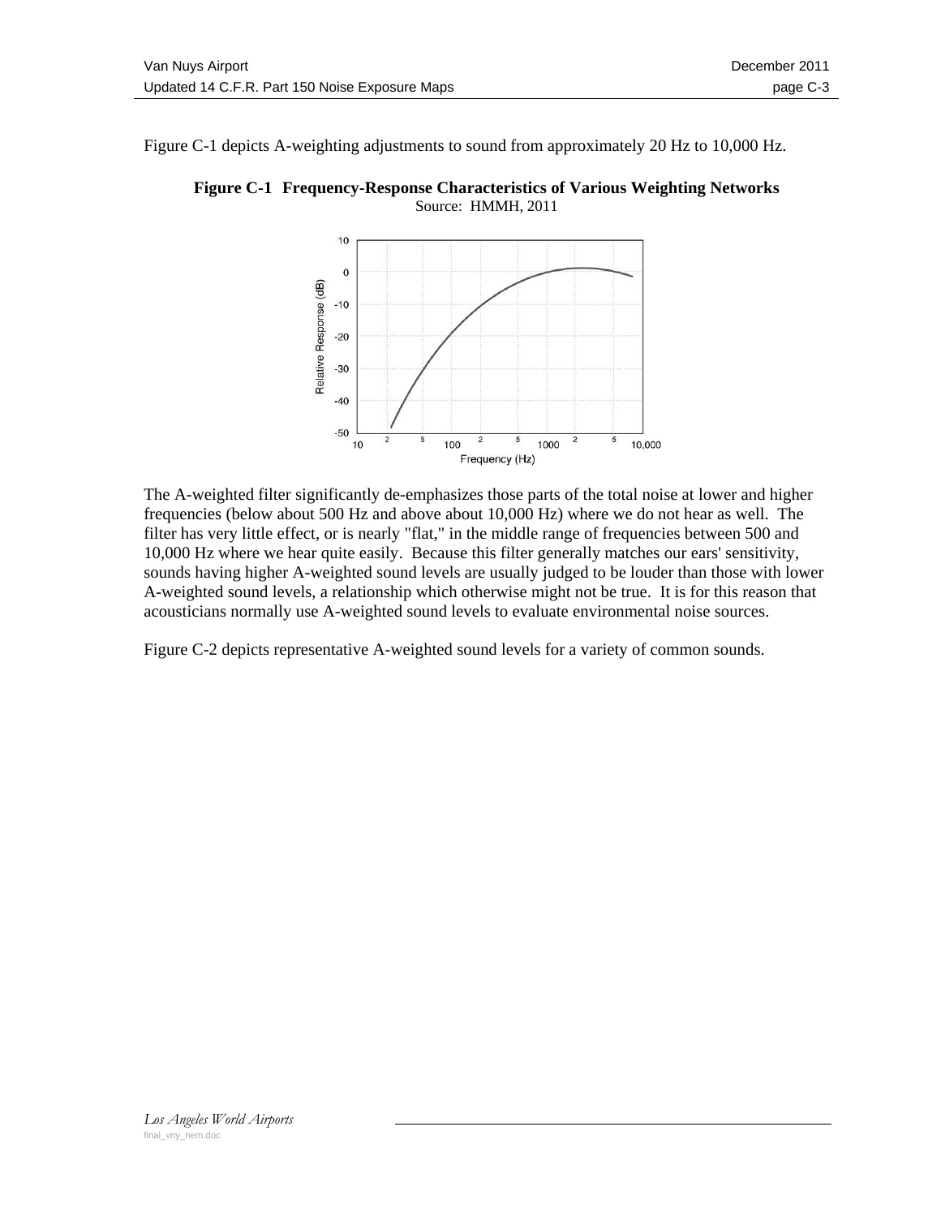Figure C-1 depicts A-weighting adjustments to sound from approximately 20 Hz to 10,000 Hz.

**Figure C-1 Frequency-Response Characteristics of Various Weighting Networks**

Source: HMMH, 2011

The A-weighted filter significantly de-emphasizes those parts of the total noise at lower and higher frequencies (below about 500 Hz and above about 10,000 Hz) where we do not hear as well. The filter has very little effect, or is nearly "flat," in the middle range of frequencies between 500 and 10,000 Hz where we hear quite easily. Because this filter generally matches our ears' sensitivity, sounds having higher A-weighted sound levels are usually judged to be louder than those with lower A-weighted sound levels, a relationship which otherwise might not be true. It is for this reason that acousticians normally use A-weighted sound levels to evaluate environmental noise sources.

Figure C-2 depicts representative A-weighted sound levels for a variety of common sounds.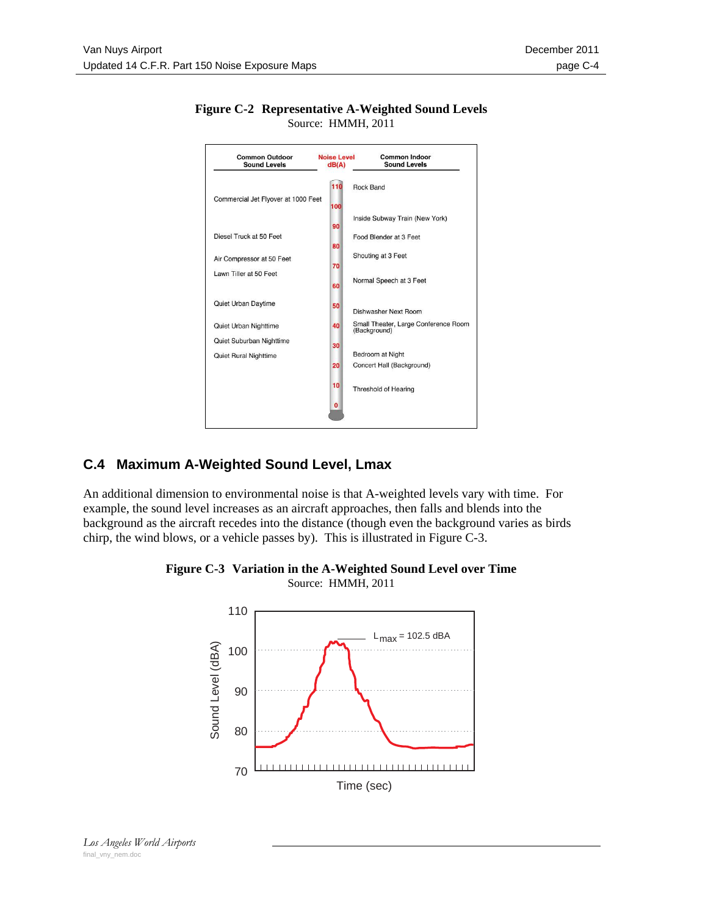**Figure C-2 Representative A-Weighted Sound Levels**

Source: HMMH, 2011

| Common Outdoor Sound Levels | Noise Level dB(A) | Common Indoor Sound Levels |
|---|---|---|
| | 110 | Rock Band |
| Commercial Jet Flyover at 1000 Feet | 100 | |
| | | Inside Subway Train (New York) |
| | 90 | |
| Diesel Truck at 50 Feet | | Food Blender at 3 Feet |
| | 80 | |
| Air Compressor at 50 Feet | | Shouting at 3 Feet |
| | 70 | |
| Lawn Tiller at 50 Feet | | |
| | 60 | Normal Speech at 3 Feet |
| Quiet Urban Daytime | 50 | |
| | | Dishwasher Next Room |
| Quiet Urban Nighttime | 40 | Small Theater, Large Conference Room (Background) |
| Quiet Suburban Nighttime | | |
| | 30 | |
| Quiet Rural Nighttime | | Bedroom at Night |
| | 20 | Concert Hall (Background) |
| | 10 | Threshold of Hearing |
| | 0 | |

## C.4 Maximum A-Weighted Sound Level, Lmax

An additional dimension to environmental noise is that A-weighted levels vary with time. For example, the sound level increases as an aircraft approaches, then falls and blends into the background as the aircraft recedes into the distance (though even the background varies as birds chirp, the wind blows, or a vehicle passes by). This is illustrated in Figure C-3.

**Figure C-3 Variation in the A-Weighted Sound Level over Time**

Source: HMMH, 2011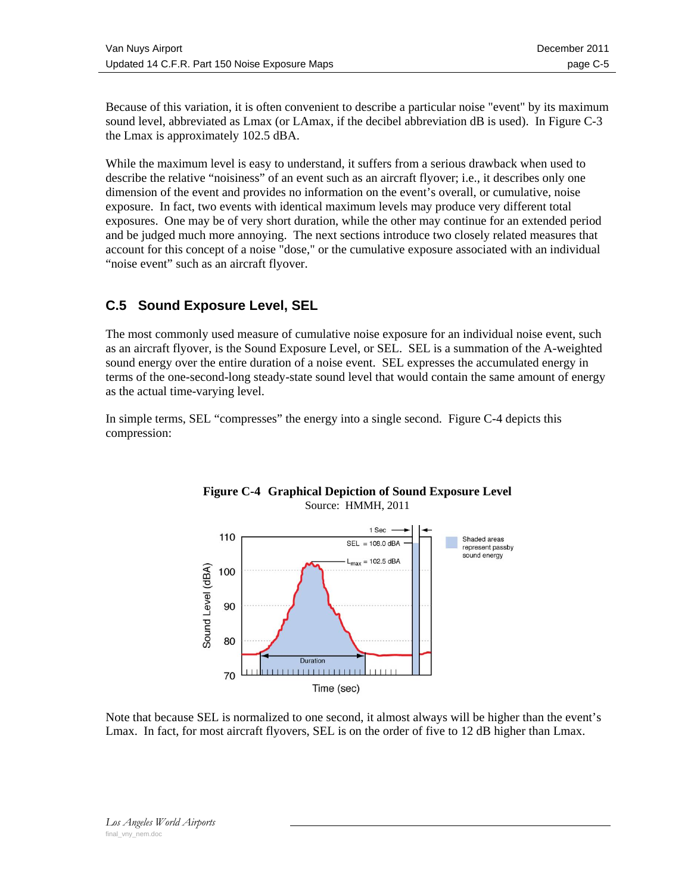Because of this variation, it is often convenient to describe a particular noise "event" by its maximum sound level, abbreviated as Lmax (or LAmax, if the decibel abbreviation dB is used). In Figure C-3 the Lmax is approximately 102.5 dBA.

While the maximum level is easy to understand, it suffers from a serious drawback when used to describe the relative "noisiness" of an event such as an aircraft flyover; i.e., it describes only one dimension of the event and provides no information on the event's overall, or cumulative, noise exposure. In fact, two events with identical maximum levels may produce very different total exposures. One may be of very short duration, while the other may continue for an extended period and be judged much more annoying. The next sections introduce two closely related measures that account for this concept of a noise "dose," or the cumulative exposure associated with an individual "noise event" such as an aircraft flyover.

## C.5 Sound Exposure Level, SEL

The most commonly used measure of cumulative noise exposure for an individual noise event, such as an aircraft flyover, is the Sound Exposure Level, or SEL. SEL is a summation of the A-weighted sound energy over the entire duration of a noise event. SEL expresses the accumulated energy in terms of the one-second-long steady-state sound level that would contain the same amount of energy as the actual time-varying level.

In simple terms, SEL "compresses" the energy into a single second. Figure C-4 depicts this compression:

**Figure C-4 Graphical Depiction of Sound Exposure Level**
Source: HMMH, 2011

Note that because SEL is normalized to one second, it almost always will be higher than the event's Lmax. In fact, for most aircraft flyovers, SEL is on the order of five to 12 dB higher than Lmax.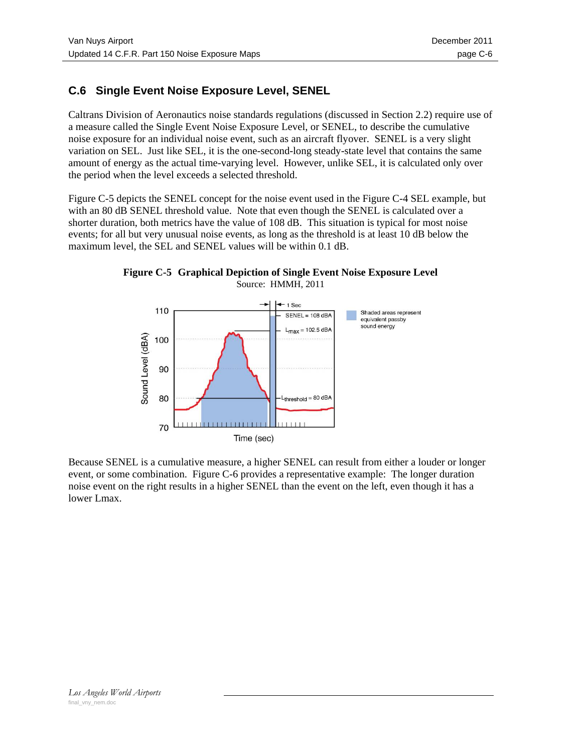## C.6 Single Event Noise Exposure Level, SENEL

Caltrans Division of Aeronautics noise standards regulations (discussed in Section 2.2) require use of a measure called the Single Event Noise Exposure Level, or SENEL, to describe the cumulative noise exposure for an individual noise event, such as an aircraft flyover. SENEL is a very slight variation on SEL. Just like SEL, it is the one-second-long steady-state level that contains the same amount of energy as the actual time-varying level. However, unlike SEL, it is calculated only over the period when the level exceeds a selected threshold.

Figure C-5 depicts the SENEL concept for the noise event used in the Figure C-4 SEL example, but with an 80 dB SENEL threshold value. Note that even though the SENEL is calculated over a shorter duration, both metrics have the value of 108 dB. This situation is typical for most noise events; for all but very unusual noise events, as long as the threshold is at least 10 dB below the maximum level, the SEL and SENEL values will be within 0.1 dB.

**Figure C-5 Graphical Depiction of Single Event Noise Exposure Level**

Source: HMMH, 2011

Because SENEL is a cumulative measure, a higher SENEL can result from either a louder or longer event, or some combination. Figure C-6 provides a representative example: The longer duration noise event on the right results in a higher SENEL than the event on the left, even though it has a lower Lmax.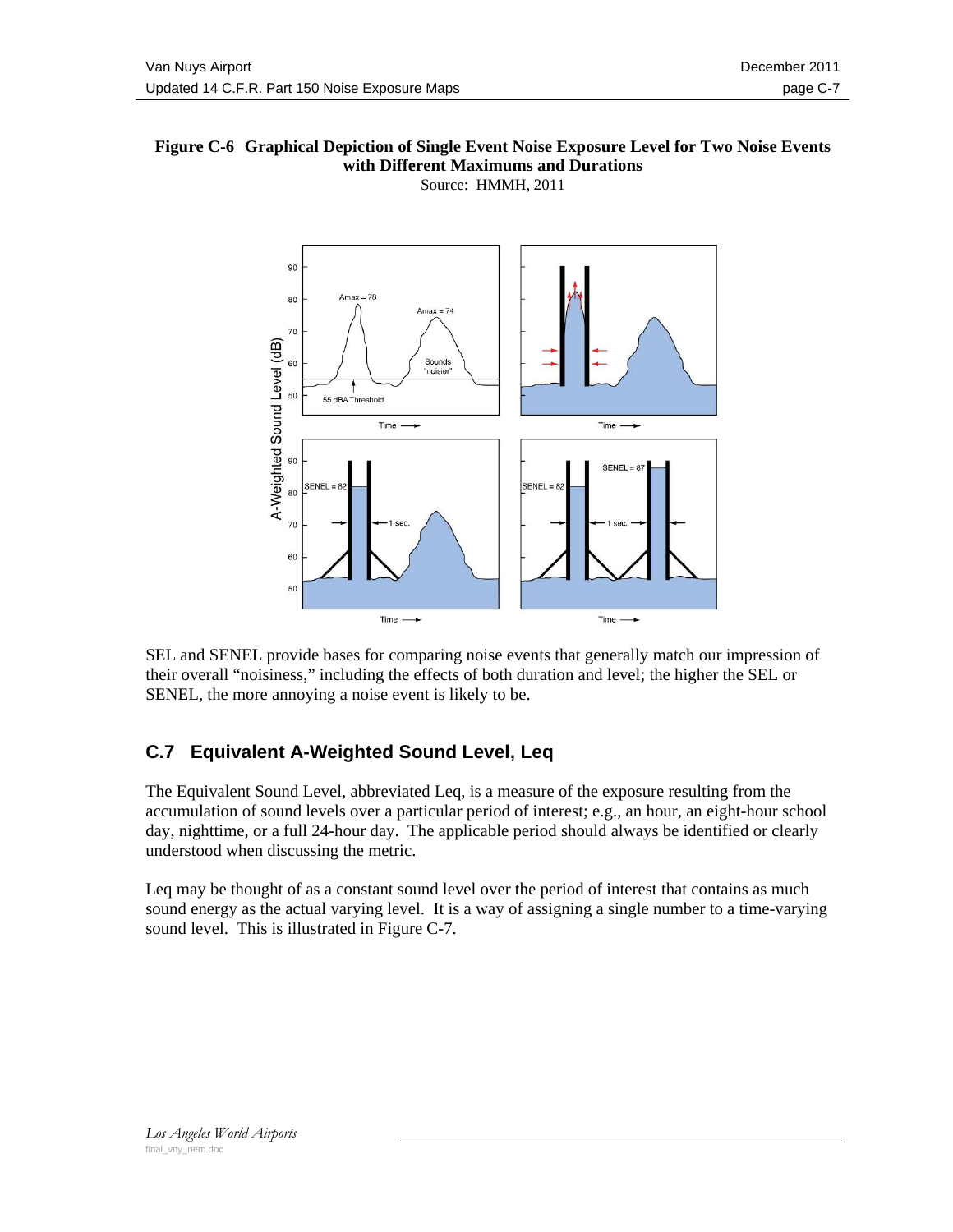**Figure C-6 Graphical Depiction of Single Event Noise Exposure Level for Two Noise Events with Different Maximums and Durations**

Source: HMMH, 2011

SEL and SENEL provide bases for comparing noise events that generally match our impression of their overall "noisiness," including the effects of both duration and level; the higher the SEL or SENEL, the more annoying a noise event is likely to be.

## C.7 Equivalent A-Weighted Sound Level, Leq

The Equivalent Sound Level, abbreviated Leq, is a measure of the exposure resulting from the accumulation of sound levels over a particular period of interest; e.g., an hour, an eight-hour school day, nighttime, or a full 24-hour day. The applicable period should always be identified or clearly understood when discussing the metric.

Leq may be thought of as a constant sound level over the period of interest that contains as much sound energy as the actual varying level. It is a way of assigning a single number to a time-varying sound level. This is illustrated in Figure C-7.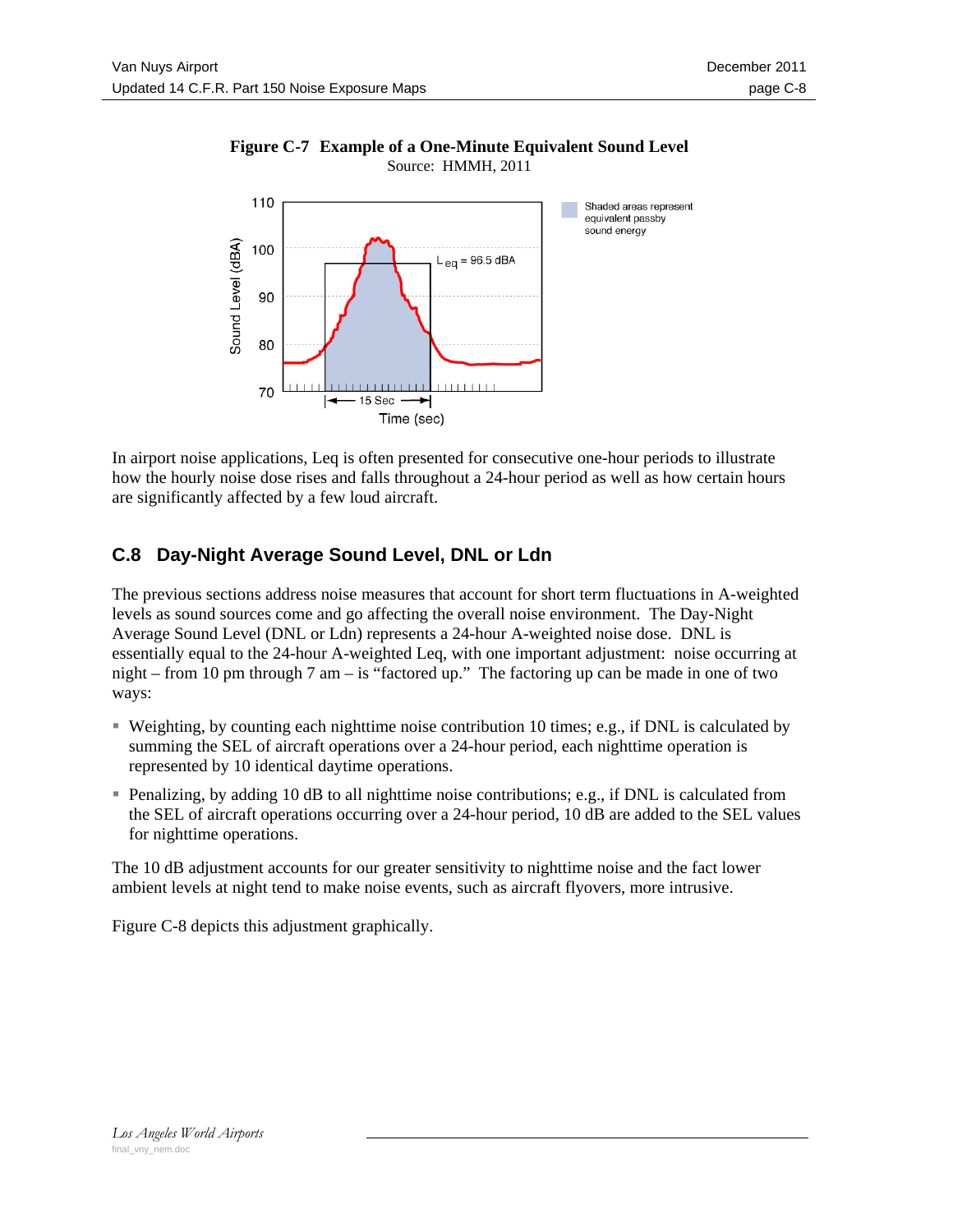**Figure C-7 Example of a One-Minute Equivalent Sound Level**
Source: HMMH, 2011

In airport noise applications, Leq is often presented for consecutive one-hour periods to illustrate how the hourly noise dose rises and falls throughout a 24-hour period as well as how certain hours are significantly affected by a few loud aircraft.

## C.8 Day-Night Average Sound Level, DNL or Ldn

The previous sections address noise measures that account for short term fluctuations in A-weighted levels as sound sources come and go affecting the overall noise environment. The Day-Night Average Sound Level (DNL or Ldn) represents a 24-hour A-weighted noise dose. DNL is essentially equal to the 24-hour A-weighted Leq, with one important adjustment: noise occurring at night – from 10 pm through 7 am – is "factored up." The factoring up can be made in one of two ways:

- Weighting, by counting each nighttime noise contribution 10 times; e.g., if DNL is calculated by summing the SEL of aircraft operations over a 24-hour period, each nighttime operation is represented by 10 identical daytime operations.
- Penalizing, by adding 10 dB to all nighttime noise contributions; e.g., if DNL is calculated from the SEL of aircraft operations occurring over a 24-hour period, 10 dB are added to the SEL values for nighttime operations.

The 10 dB adjustment accounts for our greater sensitivity to nighttime noise and the fact lower ambient levels at night tend to make noise events, such as aircraft flyovers, more intrusive.

Figure C-8 depicts this adjustment graphically.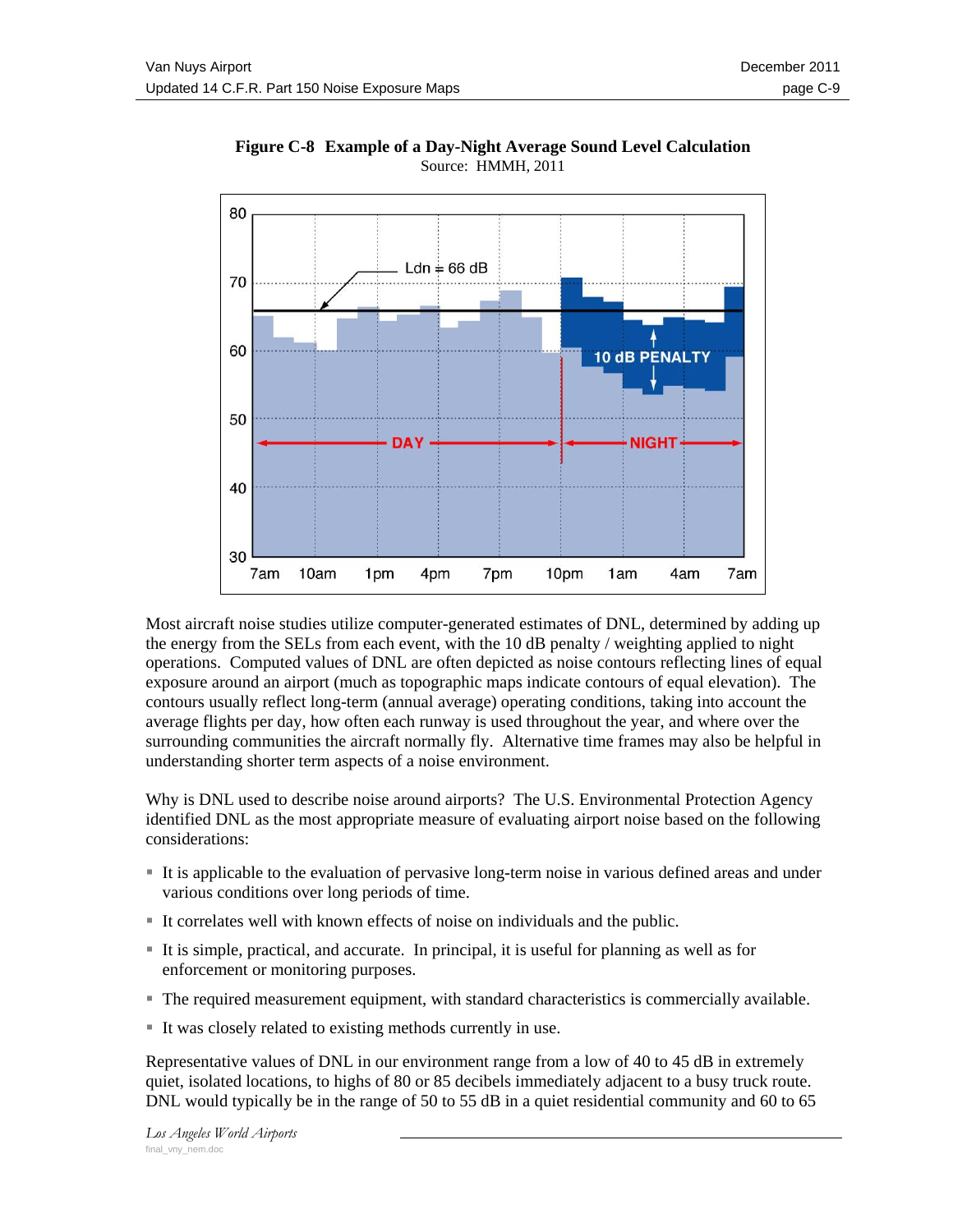**Figure C-8 Example of a Day-Night Average Sound Level Calculation**

Source: HMMH, 2011

Most aircraft noise studies utilize computer-generated estimates of DNL, determined by adding up the energy from the SELs from each event, with the 10 dB penalty / weighting applied to night operations. Computed values of DNL are often depicted as noise contours reflecting lines of equal exposure around an airport (much as topographic maps indicate contours of equal elevation). The contours usually reflect long-term (annual average) operating conditions, taking into account the average flights per day, how often each runway is used throughout the year, and where over the surrounding communities the aircraft normally fly. Alternative time frames may also be helpful in understanding shorter term aspects of a noise environment.

Why is DNL used to describe noise around airports? The U.S. Environmental Protection Agency identified DNL as the most appropriate measure of evaluating airport noise based on the following considerations:

- It is applicable to the evaluation of pervasive long-term noise in various defined areas and under various conditions over long periods of time.
- It correlates well with known effects of noise on individuals and the public.
- It is simple, practical, and accurate. In principal, it is useful for planning as well as for enforcement or monitoring purposes.
- The required measurement equipment, with standard characteristics is commercially available.
- It was closely related to existing methods currently in use.

Representative values of DNL in our environment range from a low of 40 to 45 dB in extremely quiet, isolated locations, to highs of 80 or 85 decibels immediately adjacent to a busy truck route. DNL would typically be in the range of 50 to 55 dB in a quiet residential community and 60 to 65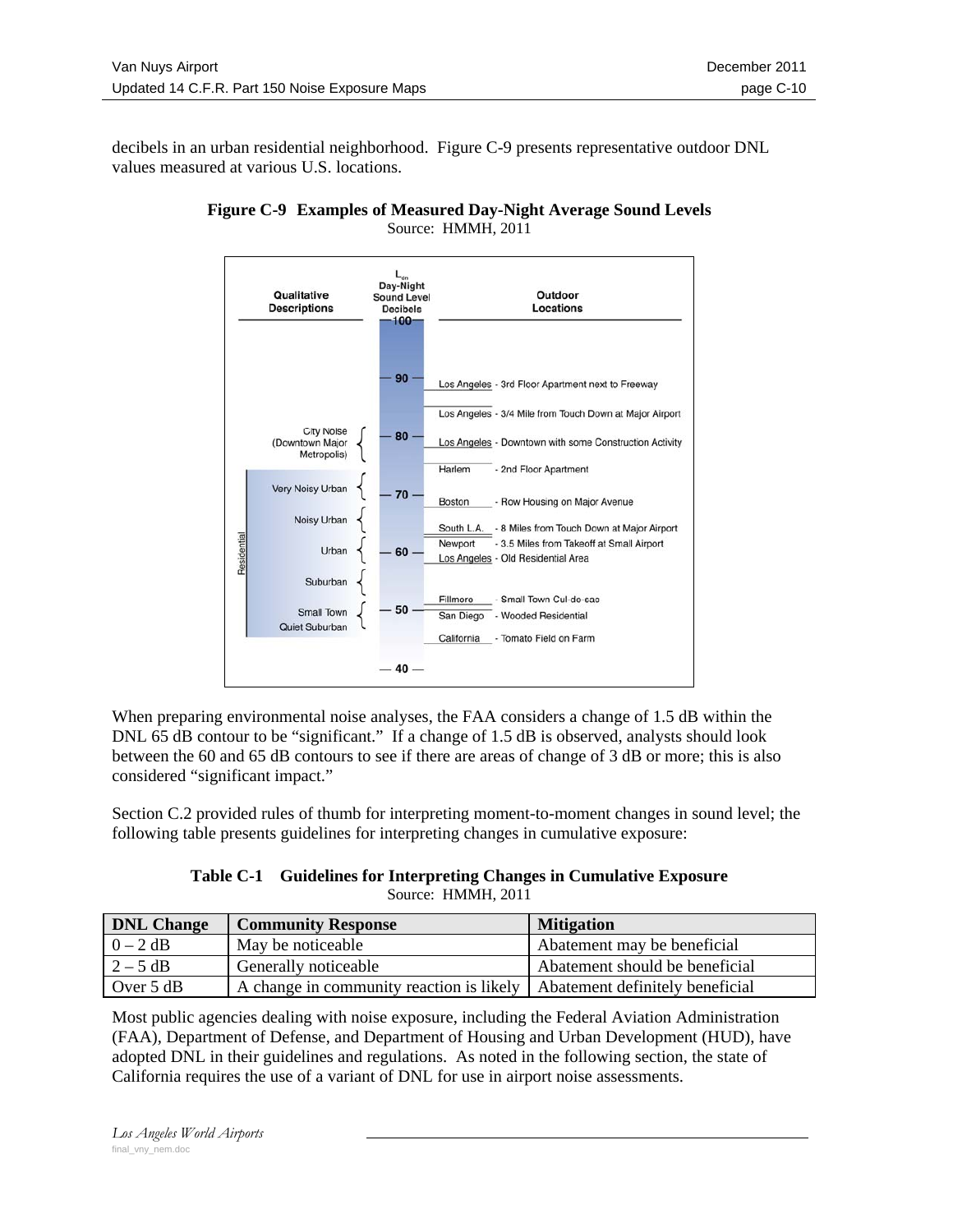decibels in an urban residential neighborhood. Figure C-9 presents representative outdoor DNL values measured at various U.S. locations.

**Figure C-9 Examples of Measured Day-Night Average Sound Levels**

Source: HMMH, 2011

| Qualitative Descriptions | $L_{dn}$ Day-Night Sound Level Decibels | Outdoor Locations |
|---|---|---|
| | 100 | |
| | 90 | Los Angeles - 3rd Floor Apartment next to Freeway |
| | | Los Angeles - 3/4 Mile from Touch Down at Major Airport |
| City Noise (Downtown Major Metropolis) | 80 | Los Angeles - Downtown with some Construction Activity |
| | | Harlem - 2nd Floor Apartment |
| Residential: Very Noisy Urban | 70 | Boston - Row Housing on Major Avenue |
| Residential: Noisy Urban | | South L.A. - 8 Miles from Touch Down at Major Airport |
| Residential: Urban | 60 | Newport - 3.5 Miles from Takeoff at Small Airport |
| | | Los Angeles - Old Residential Area |
| Residential: Suburban | | Fillmore - Small Town Cul-de-sac |
| Residential: Small Town Quiet Suburban | 50 | San Diego - Wooded Residential |
| | | California - Tomato Field on Farm |
| | 40 | |

When preparing environmental noise analyses, the FAA considers a change of 1.5 dB within the DNL 65 dB contour to be "significant." If a change of 1.5 dB is observed, analysts should look between the 60 and 65 dB contours to see if there are areas of change of 3 dB or more; this is also considered "significant impact."

Section C.2 provided rules of thumb for interpreting moment-to-moment changes in sound level; the following table presents guidelines for interpreting changes in cumulative exposure:

**Table C-1 Guidelines for Interpreting Changes in Cumulative Exposure**

Source: HMMH, 2011

| DNL Change | Community Response | Mitigation |
|---|---|---|
| 0 – 2 dB | May be noticeable | Abatement may be beneficial |
| 2 – 5 dB | Generally noticeable | Abatement should be beneficial |
| Over 5 dB | A change in community reaction is likely | Abatement definitely beneficial |

Most public agencies dealing with noise exposure, including the Federal Aviation Administration (FAA), Department of Defense, and Department of Housing and Urban Development (HUD), have adopted DNL in their guidelines and regulations. As noted in the following section, the state of California requires the use of a variant of DNL for use in airport noise assessments.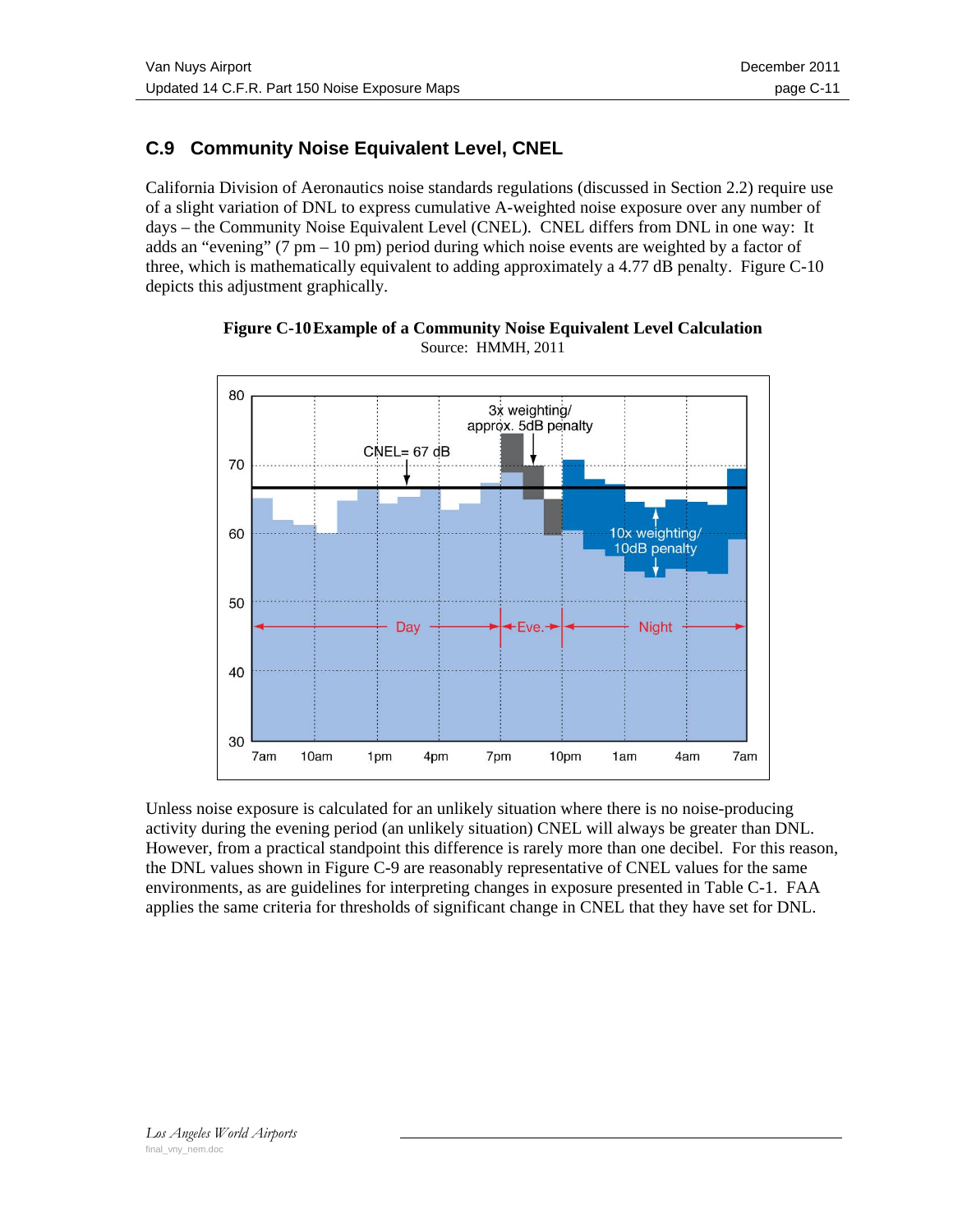## C.9 Community Noise Equivalent Level, CNEL

California Division of Aeronautics noise standards regulations (discussed in Section 2.2) require use of a slight variation of DNL to express cumulative A-weighted noise exposure over any number of days – the Community Noise Equivalent Level (CNEL). CNEL differs from DNL in one way: It adds an “evening” (7 pm – 10 pm) period during which noise events are weighted by a factor of three, which is mathematically equivalent to adding approximately a 4.77 dB penalty. Figure C-10 depicts this adjustment graphically.

**Figure C-10 Example of a Community Noise Equivalent Level Calculation**

Source: HMMH, 2011

Unless noise exposure is calculated for an unlikely situation where there is no noise-producing activity during the evening period (an unlikely situation) CNEL will always be greater than DNL. However, from a practical standpoint this difference is rarely more than one decibel. For this reason, the DNL values shown in Figure C-9 are reasonably representative of CNEL values for the same environments, as are guidelines for interpreting changes in exposure presented in Table C-1. FAA applies the same criteria for thresholds of significant change in CNEL that they have set for DNL.